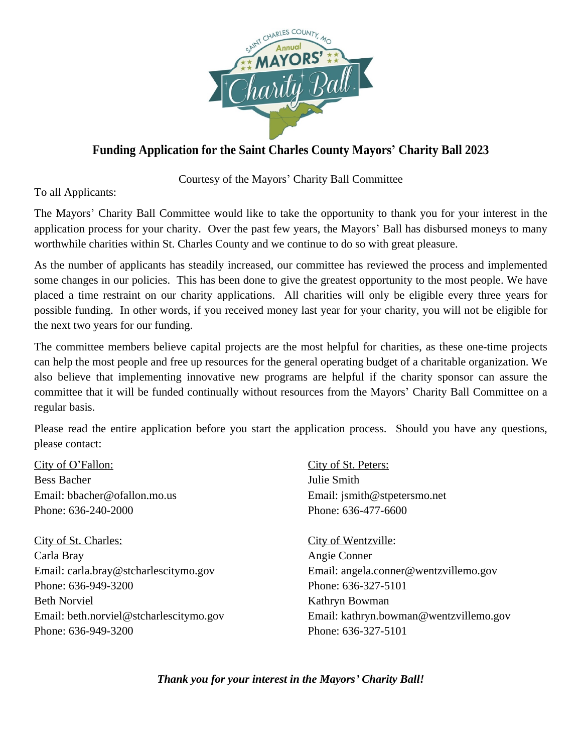# Funding Application for the Saint Charles County Mayors' Charity Ball 2023

Courtesy of the Mayors' Charity Ball Committee

To all Applicants:

The Mayors' Charity Ball Committee would like to take the opportunity to thank you for your interest in the application process for your charity. Over the past few years, the Mayors' Ball has disbursed moneys to many worthwhile charities within St. Charles County and we continue to do so with great pleasure.

As the number of applicants has steadily increased, our committee has reviewed the process and implemented some changes in our policies. This has been done to give the greatest opportunity to the most people. We have placed a time restraint on our charity applications. All charities will only be eligible every three years for possible funding. In other words, if you received money last year for your charity, you will not be eligible for the next two years for our funding.

The committee members believe capital projects are the most helpful for charities, as these one-time projects can help the most people and free up resources for the general operating budget of a charitable organization. We also believe that implementing innovative new programs are helpful if the charity sponsor can assure the committee that it will be funded continually without resources from the Mayors' Charity Ball Committee on a regular basis.

Please read the entire application before you start the application process. Should you have any questions, please contact:

City of O'Fallon:
Bess Bacher
Email: bbacher@ofallon.mo.us
Phone: 636-240-2000

City of St. Charles:
Carla Bray
Email: carla.bray@stcharlescitymo.gov
Phone: 636-949-3200
Beth Norviel
Email: beth.norviel@stcharlescitymo.gov
Phone: 636-949-3200

City of St. Peters:
Julie Smith
Email: jsmith@stpetersmo.net
Phone: 636-477-6600

City of Wentzville:
Angie Conner
Email: angela.conner@wentzvillemo.gov
Phone: 636-327-5101
Kathryn Bowman
Email: kathryn.bowman@wentzvillemo.gov
Phone: 636-327-5101

***Thank you for your interest in the Mayors' Charity Ball!***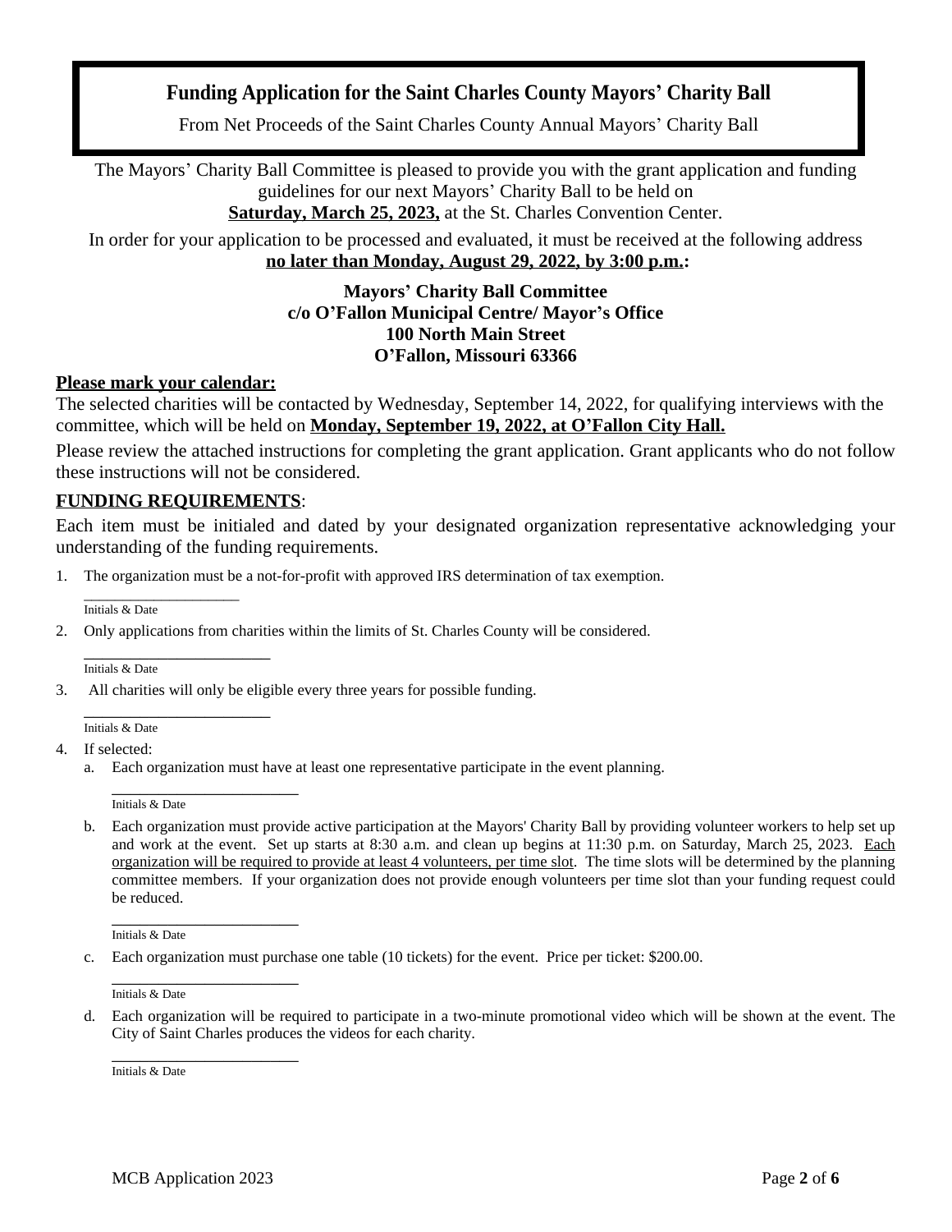# Funding Application for the Saint Charles County Mayors' Charity Ball

From Net Proceeds of the Saint Charles County Annual Mayors' Charity Ball

The Mayors' Charity Ball Committee is pleased to provide you with the grant application and funding guidelines for our next Mayors' Charity Ball to be held on **Saturday, March 25, 2023,** at the St. Charles Convention Center.

In order for your application to be processed and evaluated, it must be received at the following address **no later than Monday, August 29, 2022, by 3:00 p.m.:**

**Mayors' Charity Ball Committee**
**c/o O'Fallon Municipal Centre/ Mayor's Office**
**100 North Main Street**
**O'Fallon, Missouri 63366**

**Please mark your calendar:**

The selected charities will be contacted by Wednesday, September 14, 2022, for qualifying interviews with the committee, which will be held on **Monday, September 19, 2022, at O'Fallon City Hall.**

Please review the attached instructions for completing the grant application. Grant applicants who do not follow these instructions will not be considered.

## FUNDING REQUIREMENTS:

Each item must be initialed and dated by your designated organization representative acknowledging your understanding of the funding requirements.

1. The organization must be a not-for-profit with approved IRS determination of tax exemption.

   ____________________
   Initials & Date

2. Only applications from charities within the limits of St. Charles County will be considered.

   ____________________
   Initials & Date

3. All charities will only be eligible every three years for possible funding.

   ____________________
   Initials & Date

4. If selected:
   a. Each organization must have at least one representative participate in the event planning.

      ____________________
      Initials & Date

   b. Each organization must provide active participation at the Mayors' Charity Ball by providing volunteer workers to help set up and work at the event. Set up starts at 8:30 a.m. and clean up begins at 11:30 p.m. on Saturday, March 25, 2023. Each organization will be required to provide at least 4 volunteers, per time slot. The time slots will be determined by the planning committee members. If your organization does not provide enough volunteers per time slot than your funding request could be reduced.

      ____________________
      Initials & Date

   c. Each organization must purchase one table (10 tickets) for the event. Price per ticket: $200.00.

      ____________________
      Initials & Date

   d. Each organization will be required to participate in a two-minute promotional video which will be shown at the event. The City of Saint Charles produces the videos for each charity.

      ____________________
      Initials & Date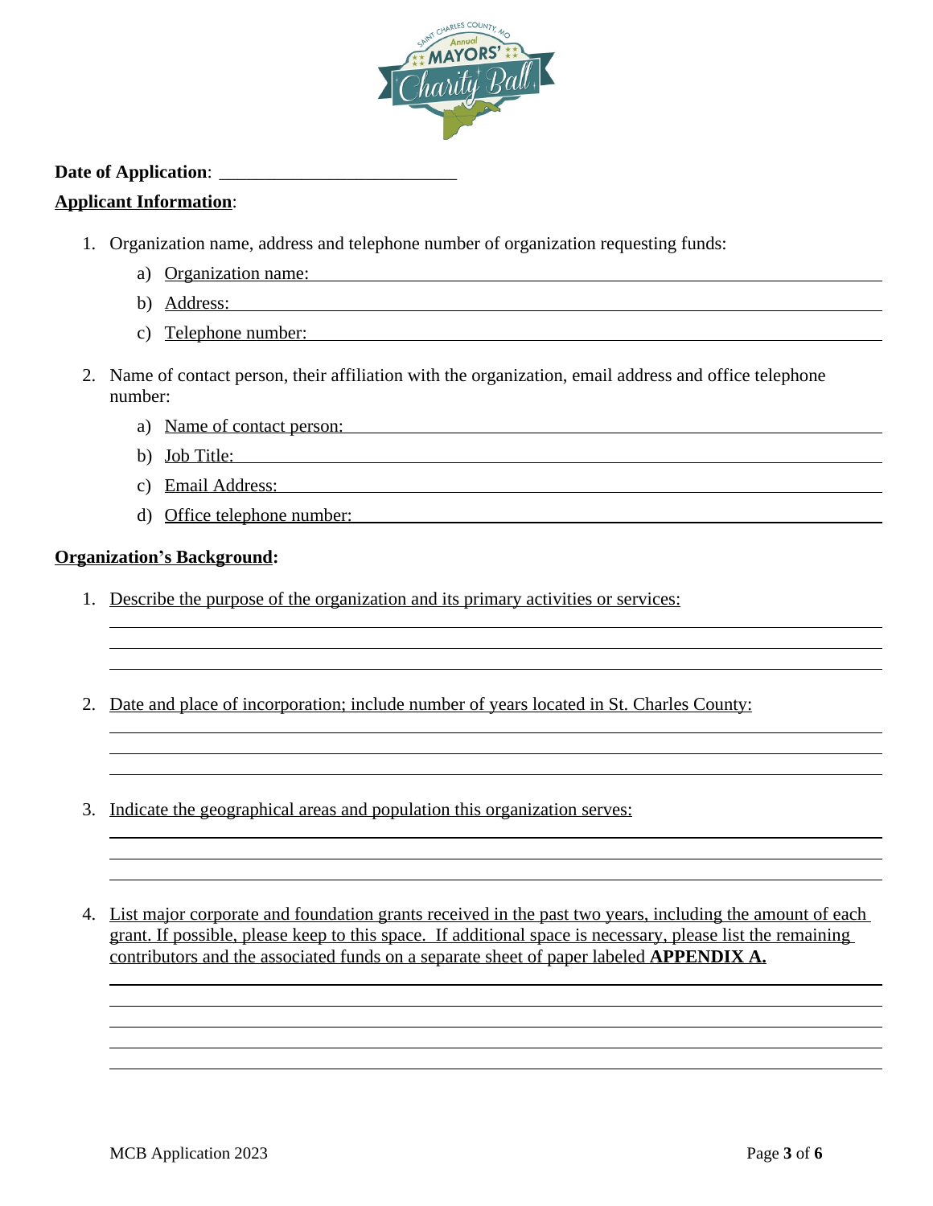**Date of Application**: ___________________________

**Applicant Information**:

1. Organization name, address and telephone number of organization requesting funds:
   a) Organization name:
   b) Address:
   c) Telephone number:

2. Name of contact person, their affiliation with the organization, email address and office telephone number:
   a) Name of contact person:
   b) Job Title:
   c) Email Address:
   d) Office telephone number:

**Organization's Background:**

1. Describe the purpose of the organization and its primary activities or services:

2. Date and place of incorporation; include number of years located in St. Charles County:

3. Indicate the geographical areas and population this organization serves:

4. List major corporate and foundation grants received in the past two years, including the amount of each grant. If possible, please keep to this space. If additional space is necessary, please list the remaining contributors and the associated funds on a separate sheet of paper labeled **APPENDIX A.**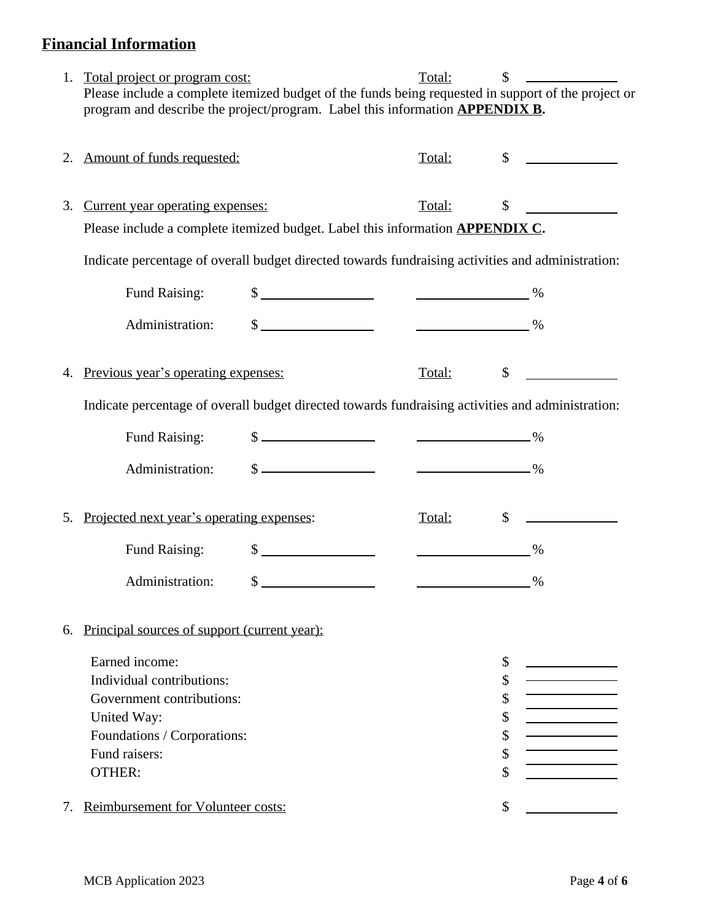## Financial Information

1. Total project or program cost: Total: $ \_\_\_\_\_\_\_\_\_\_\_\_

   Please include a complete itemized budget of the funds being requested in support of the project or program and describe the project/program. Label this information **APPENDIX B.**

2. Amount of funds requested: Total: $ \_\_\_\_\_\_\_\_\_\_\_\_

3. Current year operating expenses: Total: $ \_\_\_\_\_\_\_\_\_\_\_\_

   Please include a complete itemized budget. Label this information **APPENDIX C.**

   Indicate percentage of overall budget directed towards fundraising activities and administration:

   Fund Raising: $ \_\_\_\_\_\_\_\_\_\_\_\_ \_\_\_\_\_\_\_\_\_\_\_\_ %

   Administration: $ \_\_\_\_\_\_\_\_\_\_\_\_ \_\_\_\_\_\_\_\_\_\_\_\_ %

4. Previous year's operating expenses: Total: $ \_\_\_\_\_\_\_\_\_\_\_\_

   Indicate percentage of overall budget directed towards fundraising activities and administration:

   Fund Raising: $ \_\_\_\_\_\_\_\_\_\_\_\_ \_\_\_\_\_\_\_\_\_\_\_\_ %

   Administration: $ \_\_\_\_\_\_\_\_\_\_\_\_ \_\_\_\_\_\_\_\_\_\_\_\_ %

5. Projected next year's operating expenses: Total: $ \_\_\_\_\_\_\_\_\_\_\_\_

   Fund Raising: $ \_\_\_\_\_\_\_\_\_\_\_\_ \_\_\_\_\_\_\_\_\_\_\_\_ %

   Administration: $ \_\_\_\_\_\_\_\_\_\_\_\_ \_\_\_\_\_\_\_\_\_\_\_\_ %

6. Principal sources of support (current year):

   Earned income: $ \_\_\_\_\_\_\_\_\_\_\_\_
   Individual contributions: $ \_\_\_\_\_\_\_\_\_\_\_\_
   Government contributions: $ \_\_\_\_\_\_\_\_\_\_\_\_
   United Way: $ \_\_\_\_\_\_\_\_\_\_\_\_
   Foundations / Corporations: $ \_\_\_\_\_\_\_\_\_\_\_\_
   Fund raisers: $ \_\_\_\_\_\_\_\_\_\_\_\_
   OTHER: $ \_\_\_\_\_\_\_\_\_\_\_\_

7. Reimbursement for Volunteer costs: $ \_\_\_\_\_\_\_\_\_\_\_\_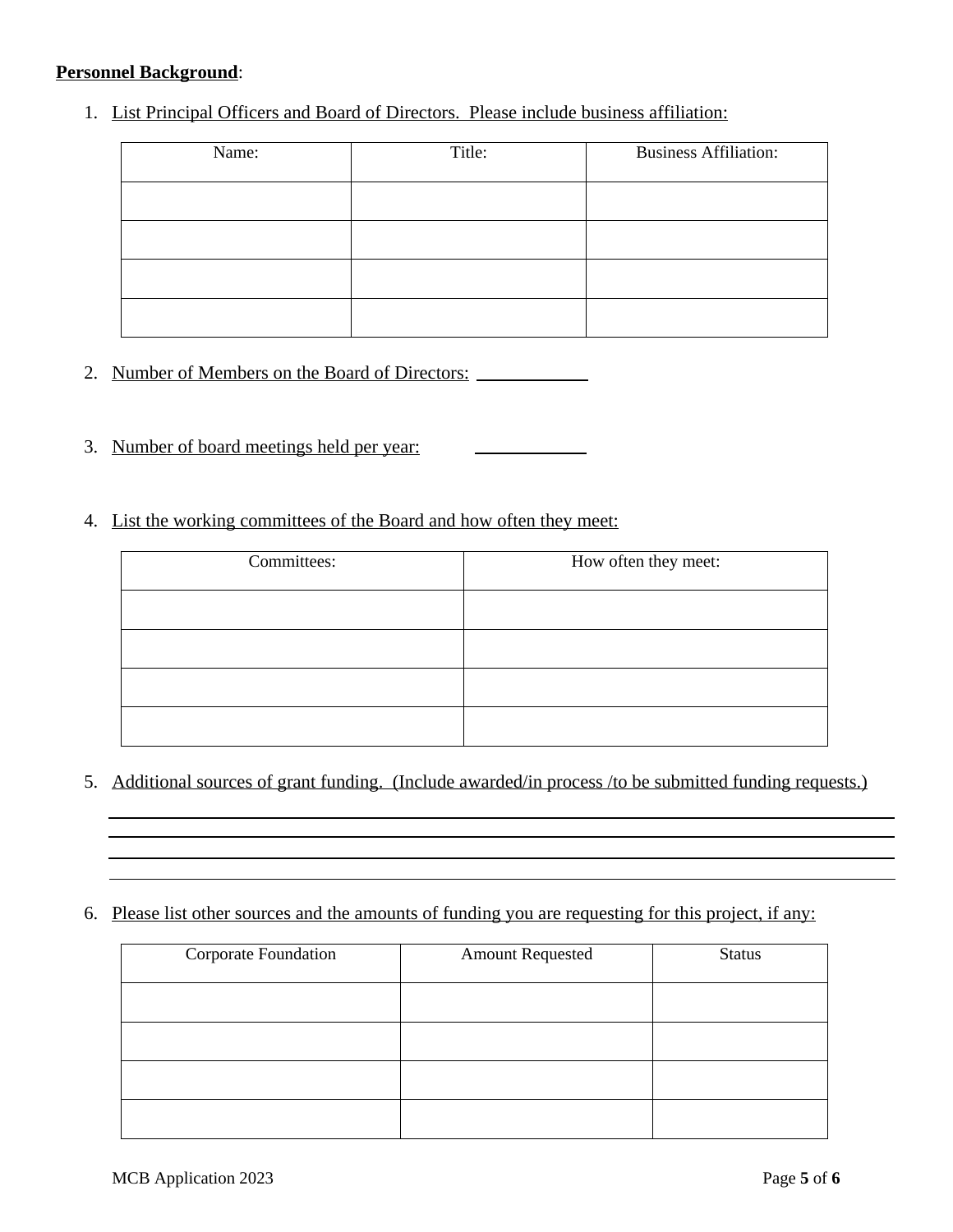**Personnel Background**:

1. List Principal Officers and Board of Directors. Please include business affiliation:

| Name: | Title: | Business Affiliation: |
|---|---|---|
| | | |
| | | |
| | | |
| | | |

2. Number of Members on the Board of Directors: \_\_\_\_\_\_\_\_\_\_\_\_

3. Number of board meetings held per year: \_\_\_\_\_\_\_\_\_\_\_\_

4. List the working committees of the Board and how often they meet:

| Committees: | How often they meet: |
|---|---|
| | |
| | |
| | |
| | |

5. Additional sources of grant funding. (Include awarded/in process /to be submitted funding requests.)

\_\_\_\_\_\_\_\_\_\_\_\_\_\_\_\_\_\_\_\_\_\_\_\_\_\_\_\_\_\_\_\_\_\_\_\_\_\_\_\_\_\_\_\_\_\_\_\_\_\_\_\_\_\_\_\_\_\_\_\_\_\_\_\_\_\_\_\_\_\_\_\_\_\_\_\_\_\_

\_\_\_\_\_\_\_\_\_\_\_\_\_\_\_\_\_\_\_\_\_\_\_\_\_\_\_\_\_\_\_\_\_\_\_\_\_\_\_\_\_\_\_\_\_\_\_\_\_\_\_\_\_\_\_\_\_\_\_\_\_\_\_\_\_\_\_\_\_\_\_\_\_\_\_\_\_\_

\_\_\_\_\_\_\_\_\_\_\_\_\_\_\_\_\_\_\_\_\_\_\_\_\_\_\_\_\_\_\_\_\_\_\_\_\_\_\_\_\_\_\_\_\_\_\_\_\_\_\_\_\_\_\_\_\_\_\_\_\_\_\_\_\_\_\_\_\_\_\_\_\_\_\_\_\_\_

\_\_\_\_\_\_\_\_\_\_\_\_\_\_\_\_\_\_\_\_\_\_\_\_\_\_\_\_\_\_\_\_\_\_\_\_\_\_\_\_\_\_\_\_\_\_\_\_\_\_\_\_\_\_\_\_\_\_\_\_\_\_\_\_\_\_\_\_\_\_\_\_\_\_\_\_\_\_

6. Please list other sources and the amounts of funding you are requesting for this project, if any:

| Corporate Foundation | Amount Requested | Status |
|---|---|---|
| | | |
| | | |
| | | |
| | | |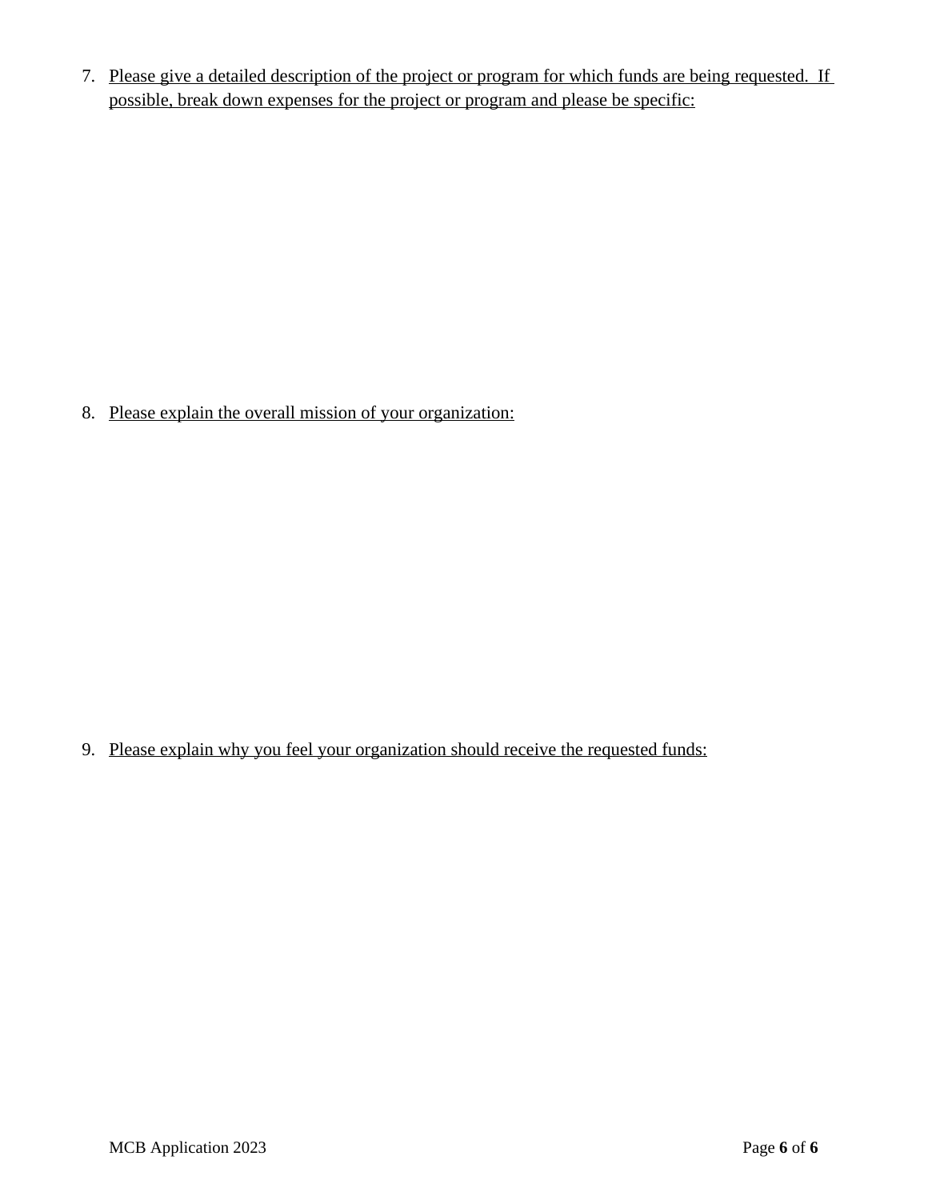7. Please give a detailed description of the project or program for which funds are being requested. If possible, break down expenses for the project or program and please be specific:

8. Please explain the overall mission of your organization:

9. Please explain why you feel your organization should receive the requested funds: